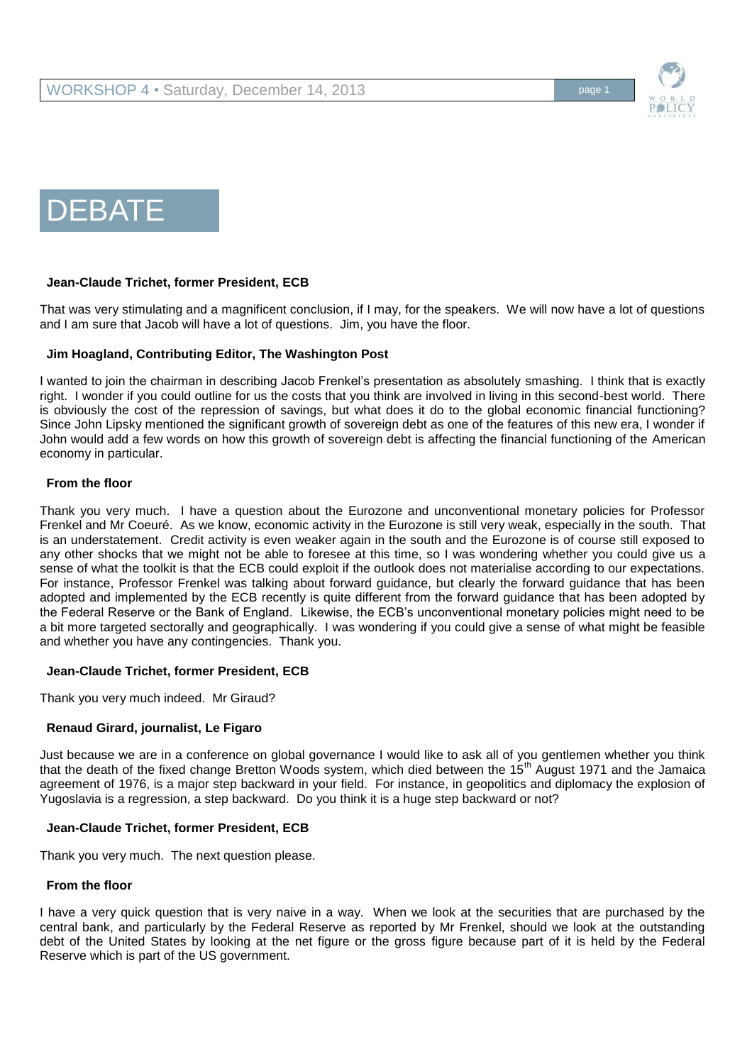# DEBATE

**Jean-Claude Trichet, former President, ECB**

That was very stimulating and a magnificent conclusion, if I may, for the speakers. We will now have a lot of questions and I am sure that Jacob will have a lot of questions. Jim, you have the floor.

**Jim Hoagland, Contributing Editor, The Washington Post**

I wanted to join the chairman in describing Jacob Frenkel's presentation as absolutely smashing. I think that is exactly right. I wonder if you could outline for us the costs that you think are involved in living in this second-best world. There is obviously the cost of the repression of savings, but what does it do to the global economic financial functioning? Since John Lipsky mentioned the significant growth of sovereign debt as one of the features of this new era, I wonder if John would add a few words on how this growth of sovereign debt is affecting the financial functioning of the American economy in particular.

**From the floor**

Thank you very much. I have a question about the Eurozone and unconventional monetary policies for Professor Frenkel and Mr Coeuré. As we know, economic activity in the Eurozone is still very weak, especially in the south. That is an understatement. Credit activity is even weaker again in the south and the Eurozone is of course still exposed to any other shocks that we might not be able to foresee at this time, so I was wondering whether you could give us a sense of what the toolkit is that the ECB could exploit if the outlook does not materialise according to our expectations. For instance, Professor Frenkel was talking about forward guidance, but clearly the forward guidance that has been adopted and implemented by the ECB recently is quite different from the forward guidance that has been adopted by the Federal Reserve or the Bank of England. Likewise, the ECB's unconventional monetary policies might need to be a bit more targeted sectorally and geographically. I was wondering if you could give a sense of what might be feasible and whether you have any contingencies. Thank you.

**Jean-Claude Trichet, former President, ECB**

Thank you very much indeed. Mr Giraud?

**Renaud Girard, journalist, Le Figaro**

Just because we are in a conference on global governance I would like to ask all of you gentlemen whether you think that the death of the fixed change Bretton Woods system, which died between the 15th August 1971 and the Jamaica agreement of 1976, is a major step backward in your field. For instance, in geopolitics and diplomacy the explosion of Yugoslavia is a regression, a step backward. Do you think it is a huge step backward or not?

**Jean-Claude Trichet, former President, ECB**

Thank you very much. The next question please.

**From the floor**

I have a very quick question that is very naive in a way. When we look at the securities that are purchased by the central bank, and particularly by the Federal Reserve as reported by Mr Frenkel, should we look at the outstanding debt of the United States by looking at the net figure or the gross figure because part of it is held by the Federal Reserve which is part of the US government.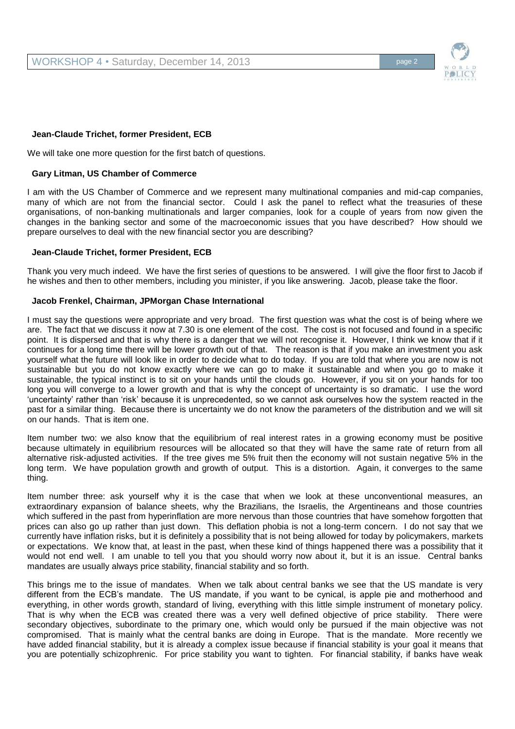**Jean-Claude Trichet, former President, ECB**

We will take one more question for the first batch of questions.

**Gary Litman, US Chamber of Commerce**

I am with the US Chamber of Commerce and we represent many multinational companies and mid-cap companies, many of which are not from the financial sector. Could I ask the panel to reflect what the treasuries of these organisations, of non-banking multinationals and larger companies, look for a couple of years from now given the changes in the banking sector and some of the macroeconomic issues that you have described? How should we prepare ourselves to deal with the new financial sector you are describing?

**Jean-Claude Trichet, former President, ECB**

Thank you very much indeed. We have the first series of questions to be answered. I will give the floor first to Jacob if he wishes and then to other members, including you minister, if you like answering. Jacob, please take the floor.

**Jacob Frenkel, Chairman, JPMorgan Chase International**

I must say the questions were appropriate and very broad. The first question was what the cost is of being where we are. The fact that we discuss it now at 7.30 is one element of the cost. The cost is not focused and found in a specific point. It is dispersed and that is why there is a danger that we will not recognise it. However, I think we know that if it continues for a long time there will be lower growth out of that. The reason is that if you make an investment you ask yourself what the future will look like in order to decide what to do today. If you are told that where you are now is not sustainable but you do not know exactly where we can go to make it sustainable and when you go to make it sustainable, the typical instinct is to sit on your hands until the clouds go. However, if you sit on your hands for too long you will converge to a lower growth and that is why the concept of uncertainty is so dramatic. I use the word 'uncertainty' rather than 'risk' because it is unprecedented, so we cannot ask ourselves how the system reacted in the past for a similar thing. Because there is uncertainty we do not know the parameters of the distribution and we will sit on our hands. That is item one.

Item number two: we also know that the equilibrium of real interest rates in a growing economy must be positive because ultimately in equilibrium resources will be allocated so that they will have the same rate of return from all alternative risk-adjusted activities. If the tree gives me 5% fruit then the economy will not sustain negative 5% in the long term. We have population growth and growth of output. This is a distortion. Again, it converges to the same thing.

Item number three: ask yourself why it is the case that when we look at these unconventional measures, an extraordinary expansion of balance sheets, why the Brazilians, the Israelis, the Argentineans and those countries which suffered in the past from hyperinflation are more nervous than those countries that have somehow forgotten that prices can also go up rather than just down. This deflation phobia is not a long-term concern. I do not say that we currently have inflation risks, but it is definitely a possibility that is not being allowed for today by policymakers, markets or expectations. We know that, at least in the past, when these kind of things happened there was a possibility that it would not end well. I am unable to tell you that you should worry now about it, but it is an issue. Central banks mandates are usually always price stability, financial stability and so forth.

This brings me to the issue of mandates. When we talk about central banks we see that the US mandate is very different from the ECB's mandate. The US mandate, if you want to be cynical, is apple pie and motherhood and everything, in other words growth, standard of living, everything with this little simple instrument of monetary policy. That is why when the ECB was created there was a very well defined objective of price stability. There were secondary objectives, subordinate to the primary one, which would only be pursued if the main objective was not compromised. That is mainly what the central banks are doing in Europe. That is the mandate. More recently we have added financial stability, but it is already a complex issue because if financial stability is your goal it means that you are potentially schizophrenic. For price stability you want to tighten. For financial stability, if banks have weak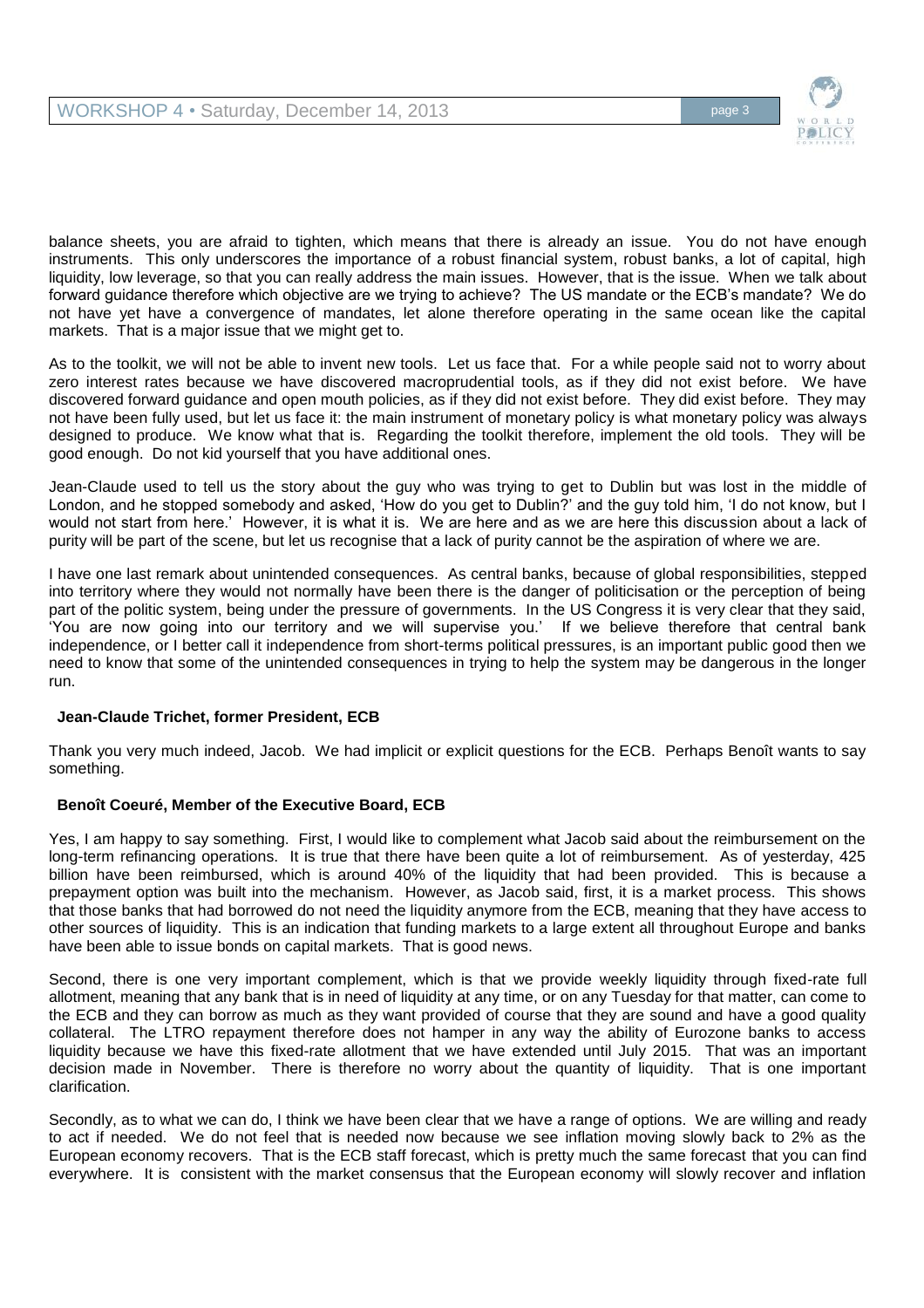balance sheets, you are afraid to tighten, which means that there is already an issue. You do not have enough instruments. This only underscores the importance of a robust financial system, robust banks, a lot of capital, high liquidity, low leverage, so that you can really address the main issues. However, that is the issue. When we talk about forward guidance therefore which objective are we trying to achieve? The US mandate or the ECB's mandate? We do not have yet have a convergence of mandates, let alone therefore operating in the same ocean like the capital markets. That is a major issue that we might get to.

As to the toolkit, we will not be able to invent new tools. Let us face that. For a while people said not to worry about zero interest rates because we have discovered macroprudential tools, as if they did not exist before. We have discovered forward guidance and open mouth policies, as if they did not exist before. They did exist before. They may not have been fully used, but let us face it: the main instrument of monetary policy is what monetary policy was always designed to produce. We know what that is. Regarding the toolkit therefore, implement the old tools. They will be good enough. Do not kid yourself that you have additional ones.

Jean-Claude used to tell us the story about the guy who was trying to get to Dublin but was lost in the middle of London, and he stopped somebody and asked, 'How do you get to Dublin?' and the guy told him, 'I do not know, but I would not start from here.' However, it is what it is. We are here and as we are here this discussion about a lack of purity will be part of the scene, but let us recognise that a lack of purity cannot be the aspiration of where we are.

I have one last remark about unintended consequences. As central banks, because of global responsibilities, stepped into territory where they would not normally have been there is the danger of politicisation or the perception of being part of the politic system, being under the pressure of governments. In the US Congress it is very clear that they said, 'You are now going into our territory and we will supervise you.' If we believe therefore that central bank independence, or I better call it independence from short-terms political pressures, is an important public good then we need to know that some of the unintended consequences in trying to help the system may be dangerous in the longer run.

**Jean-Claude Trichet, former President, ECB**

Thank you very much indeed, Jacob. We had implicit or explicit questions for the ECB. Perhaps Benoît wants to say something.

**Benoît Coeuré, Member of the Executive Board, ECB**

Yes, I am happy to say something. First, I would like to complement what Jacob said about the reimbursement on the long-term refinancing operations. It is true that there have been quite a lot of reimbursement. As of yesterday, 425 billion have been reimbursed, which is around 40% of the liquidity that had been provided. This is because a prepayment option was built into the mechanism. However, as Jacob said, first, it is a market process. This shows that those banks that had borrowed do not need the liquidity anymore from the ECB, meaning that they have access to other sources of liquidity. This is an indication that funding markets to a large extent all throughout Europe and banks have been able to issue bonds on capital markets. That is good news.

Second, there is one very important complement, which is that we provide weekly liquidity through fixed-rate full allotment, meaning that any bank that is in need of liquidity at any time, or on any Tuesday for that matter, can come to the ECB and they can borrow as much as they want provided of course that they are sound and have a good quality collateral. The LTRO repayment therefore does not hamper in any way the ability of Eurozone banks to access liquidity because we have this fixed-rate allotment that we have extended until July 2015. That was an important decision made in November. There is therefore no worry about the quantity of liquidity. That is one important clarification.

Secondly, as to what we can do, I think we have been clear that we have a range of options. We are willing and ready to act if needed. We do not feel that is needed now because we see inflation moving slowly back to 2% as the European economy recovers. That is the ECB staff forecast, which is pretty much the same forecast that you can find everywhere. It is consistent with the market consensus that the European economy will slowly recover and inflation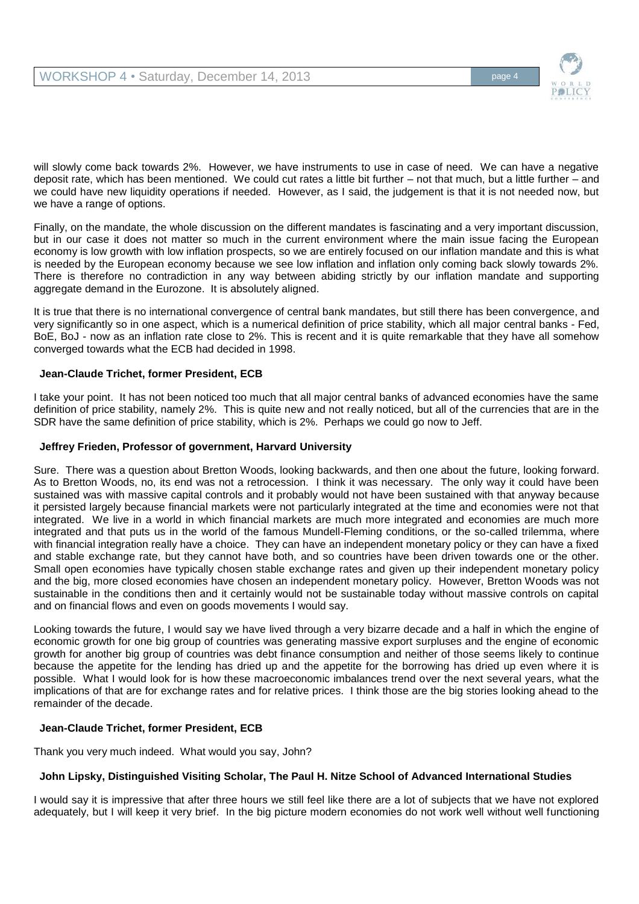will slowly come back towards 2%. However, we have instruments to use in case of need. We can have a negative deposit rate, which has been mentioned. We could cut rates a little bit further – not that much, but a little further – and we could have new liquidity operations if needed. However, as I said, the judgement is that it is not needed now, but we have a range of options.

Finally, on the mandate, the whole discussion on the different mandates is fascinating and a very important discussion, but in our case it does not matter so much in the current environment where the main issue facing the European economy is low growth with low inflation prospects, so we are entirely focused on our inflation mandate and this is what is needed by the European economy because we see low inflation and inflation only coming back slowly towards 2%. There is therefore no contradiction in any way between abiding strictly by our inflation mandate and supporting aggregate demand in the Eurozone. It is absolutely aligned.

It is true that there is no international convergence of central bank mandates, but still there has been convergence, and very significantly so in one aspect, which is a numerical definition of price stability, which all major central banks - Fed, BoE, BoJ - now as an inflation rate close to 2%. This is recent and it is quite remarkable that they have all somehow converged towards what the ECB had decided in 1998.

**Jean-Claude Trichet, former President, ECB**

I take your point. It has not been noticed too much that all major central banks of advanced economies have the same definition of price stability, namely 2%. This is quite new and not really noticed, but all of the currencies that are in the SDR have the same definition of price stability, which is 2%. Perhaps we could go now to Jeff.

**Jeffrey Frieden, Professor of government, Harvard University**

Sure. There was a question about Bretton Woods, looking backwards, and then one about the future, looking forward. As to Bretton Woods, no, its end was not a retrocession. I think it was necessary. The only way it could have been sustained was with massive capital controls and it probably would not have been sustained with that anyway because it persisted largely because financial markets were not particularly integrated at the time and economies were not that integrated. We live in a world in which financial markets are much more integrated and economies are much more integrated and that puts us in the world of the famous Mundell-Fleming conditions, or the so-called trilemma, where with financial integration really have a choice. They can have an independent monetary policy or they can have a fixed and stable exchange rate, but they cannot have both, and so countries have been driven towards one or the other. Small open economies have typically chosen stable exchange rates and given up their independent monetary policy and the big, more closed economies have chosen an independent monetary policy. However, Bretton Woods was not sustainable in the conditions then and it certainly would not be sustainable today without massive controls on capital and on financial flows and even on goods movements I would say.

Looking towards the future, I would say we have lived through a very bizarre decade and a half in which the engine of economic growth for one big group of countries was generating massive export surpluses and the engine of economic growth for another big group of countries was debt finance consumption and neither of those seems likely to continue because the appetite for the lending has dried up and the appetite for the borrowing has dried up even where it is possible. What I would look for is how these macroeconomic imbalances trend over the next several years, what the implications of that are for exchange rates and for relative prices. I think those are the big stories looking ahead to the remainder of the decade.

**Jean-Claude Trichet, former President, ECB**

Thank you very much indeed. What would you say, John?

**John Lipsky, Distinguished Visiting Scholar, The Paul H. Nitze School of Advanced International Studies**

I would say it is impressive that after three hours we still feel like there are a lot of subjects that we have not explored adequately, but I will keep it very brief. In the big picture modern economies do not work well without well functioning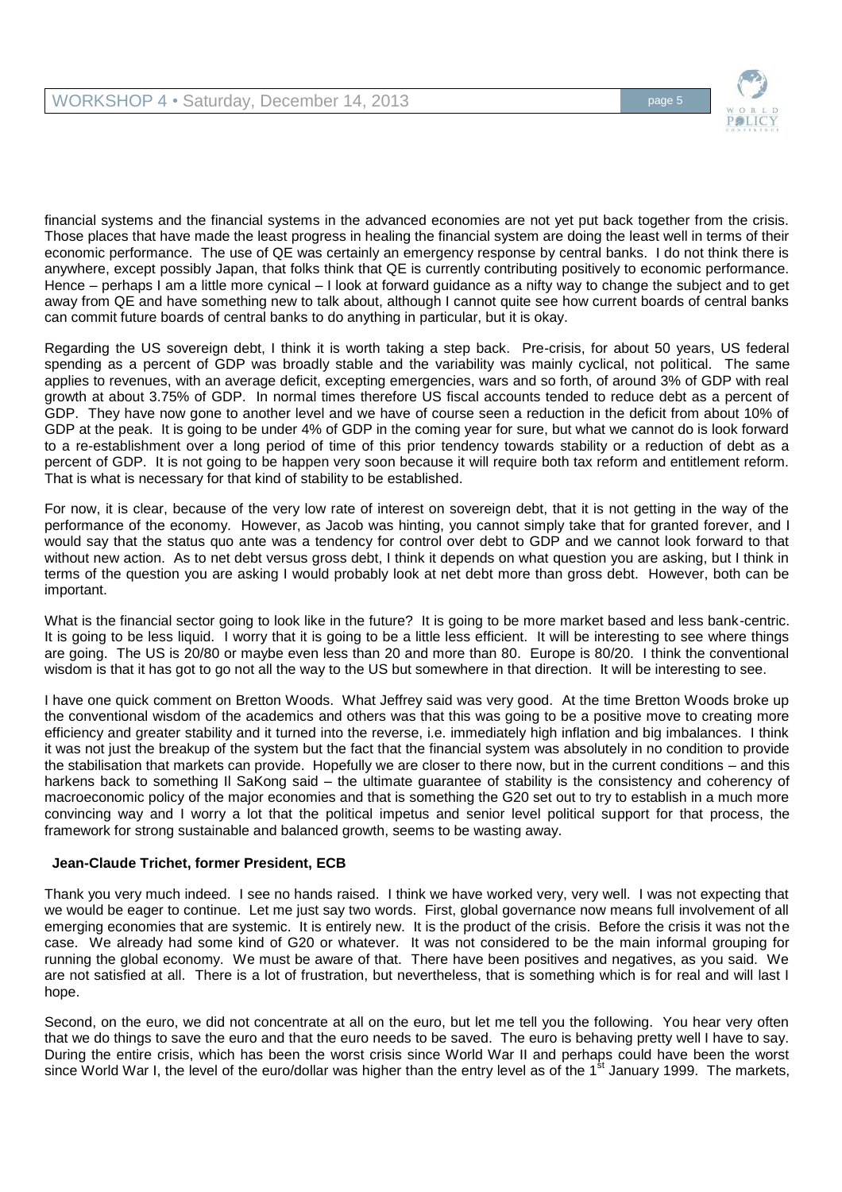financial systems and the financial systems in the advanced economies are not yet put back together from the crisis. Those places that have made the least progress in healing the financial system are doing the least well in terms of their economic performance. The use of QE was certainly an emergency response by central banks. I do not think there is anywhere, except possibly Japan, that folks think that QE is currently contributing positively to economic performance. Hence – perhaps I am a little more cynical – I look at forward guidance as a nifty way to change the subject and to get away from QE and have something new to talk about, although I cannot quite see how current boards of central banks can commit future boards of central banks to do anything in particular, but it is okay.

Regarding the US sovereign debt, I think it is worth taking a step back. Pre-crisis, for about 50 years, US federal spending as a percent of GDP was broadly stable and the variability was mainly cyclical, not political. The same applies to revenues, with an average deficit, excepting emergencies, wars and so forth, of around 3% of GDP with real growth at about 3.75% of GDP. In normal times therefore US fiscal accounts tended to reduce debt as a percent of GDP. They have now gone to another level and we have of course seen a reduction in the deficit from about 10% of GDP at the peak. It is going to be under 4% of GDP in the coming year for sure, but what we cannot do is look forward to a re-establishment over a long period of time of this prior tendency towards stability or a reduction of debt as a percent of GDP. It is not going to be happen very soon because it will require both tax reform and entitlement reform. That is what is necessary for that kind of stability to be established.

For now, it is clear, because of the very low rate of interest on sovereign debt, that it is not getting in the way of the performance of the economy. However, as Jacob was hinting, you cannot simply take that for granted forever, and I would say that the status quo ante was a tendency for control over debt to GDP and we cannot look forward to that without new action. As to net debt versus gross debt, I think it depends on what question you are asking, but I think in terms of the question you are asking I would probably look at net debt more than gross debt. However, both can be important.

What is the financial sector going to look like in the future? It is going to be more market based and less bank-centric. It is going to be less liquid. I worry that it is going to be a little less efficient. It will be interesting to see where things are going. The US is 20/80 or maybe even less than 20 and more than 80. Europe is 80/20. I think the conventional wisdom is that it has got to go not all the way to the US but somewhere in that direction. It will be interesting to see.

I have one quick comment on Bretton Woods. What Jeffrey said was very good. At the time Bretton Woods broke up the conventional wisdom of the academics and others was that this was going to be a positive move to creating more efficiency and greater stability and it turned into the reverse, i.e. immediately high inflation and big imbalances. I think it was not just the breakup of the system but the fact that the financial system was absolutely in no condition to provide the stabilisation that markets can provide. Hopefully we are closer to there now, but in the current conditions – and this harkens back to something Il SaKong said – the ultimate guarantee of stability is the consistency and coherency of macroeconomic policy of the major economies and that is something the G20 set out to try to establish in a much more convincing way and I worry a lot that the political impetus and senior level political support for that process, the framework for strong sustainable and balanced growth, seems to be wasting away.

**Jean-Claude Trichet, former President, ECB**

Thank you very much indeed. I see no hands raised. I think we have worked very, very well. I was not expecting that we would be eager to continue. Let me just say two words. First, global governance now means full involvement of all emerging economies that are systemic. It is entirely new. It is the product of the crisis. Before the crisis it was not the case. We already had some kind of G20 or whatever. It was not considered to be the main informal grouping for running the global economy. We must be aware of that. There have been positives and negatives, as you said. We are not satisfied at all. There is a lot of frustration, but nevertheless, that is something which is for real and will last I hope.

Second, on the euro, we did not concentrate at all on the euro, but let me tell you the following. You hear very often that we do things to save the euro and that the euro needs to be saved. The euro is behaving pretty well I have to say. During the entire crisis, which has been the worst crisis since World War II and perhaps could have been the worst since World War I, the level of the euro/dollar was higher than the entry level as of the 1st January 1999. The markets,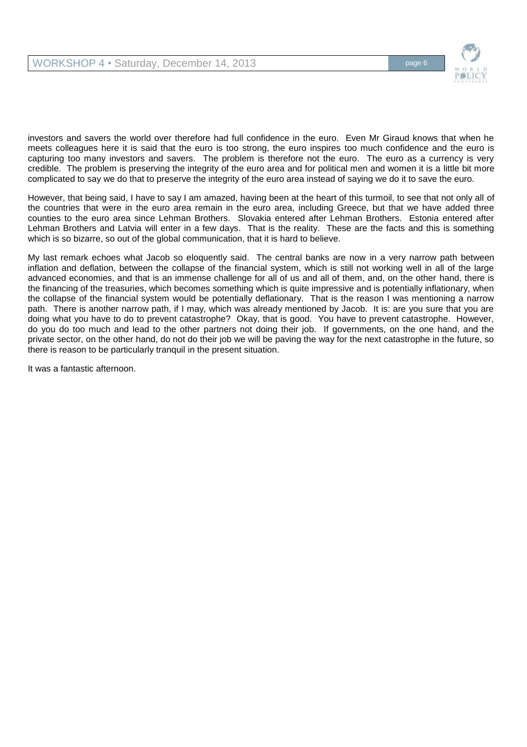investors and savers the world over therefore had full confidence in the euro. Even Mr Giraud knows that when he meets colleagues here it is said that the euro is too strong, the euro inspires too much confidence and the euro is capturing too many investors and savers. The problem is therefore not the euro. The euro as a currency is very credible. The problem is preserving the integrity of the euro area and for political men and women it is a little bit more complicated to say we do that to preserve the integrity of the euro area instead of saying we do it to save the euro.

However, that being said, I have to say I am amazed, having been at the heart of this turmoil, to see that not only all of the countries that were in the euro area remain in the euro area, including Greece, but that we have added three counties to the euro area since Lehman Brothers. Slovakia entered after Lehman Brothers. Estonia entered after Lehman Brothers and Latvia will enter in a few days. That is the reality. These are the facts and this is something which is so bizarre, so out of the global communication, that it is hard to believe.

My last remark echoes what Jacob so eloquently said. The central banks are now in a very narrow path between inflation and deflation, between the collapse of the financial system, which is still not working well in all of the large advanced economies, and that is an immense challenge for all of us and all of them, and, on the other hand, there is the financing of the treasuries, which becomes something which is quite impressive and is potentially inflationary, when the collapse of the financial system would be potentially deflationary. That is the reason I was mentioning a narrow path. There is another narrow path, if I may, which was already mentioned by Jacob. It is: are you sure that you are doing what you have to do to prevent catastrophe? Okay, that is good. You have to prevent catastrophe. However, do you do too much and lead to the other partners not doing their job. If governments, on the one hand, and the private sector, on the other hand, do not do their job we will be paving the way for the next catastrophe in the future, so there is reason to be particularly tranquil in the present situation.

It was a fantastic afternoon.